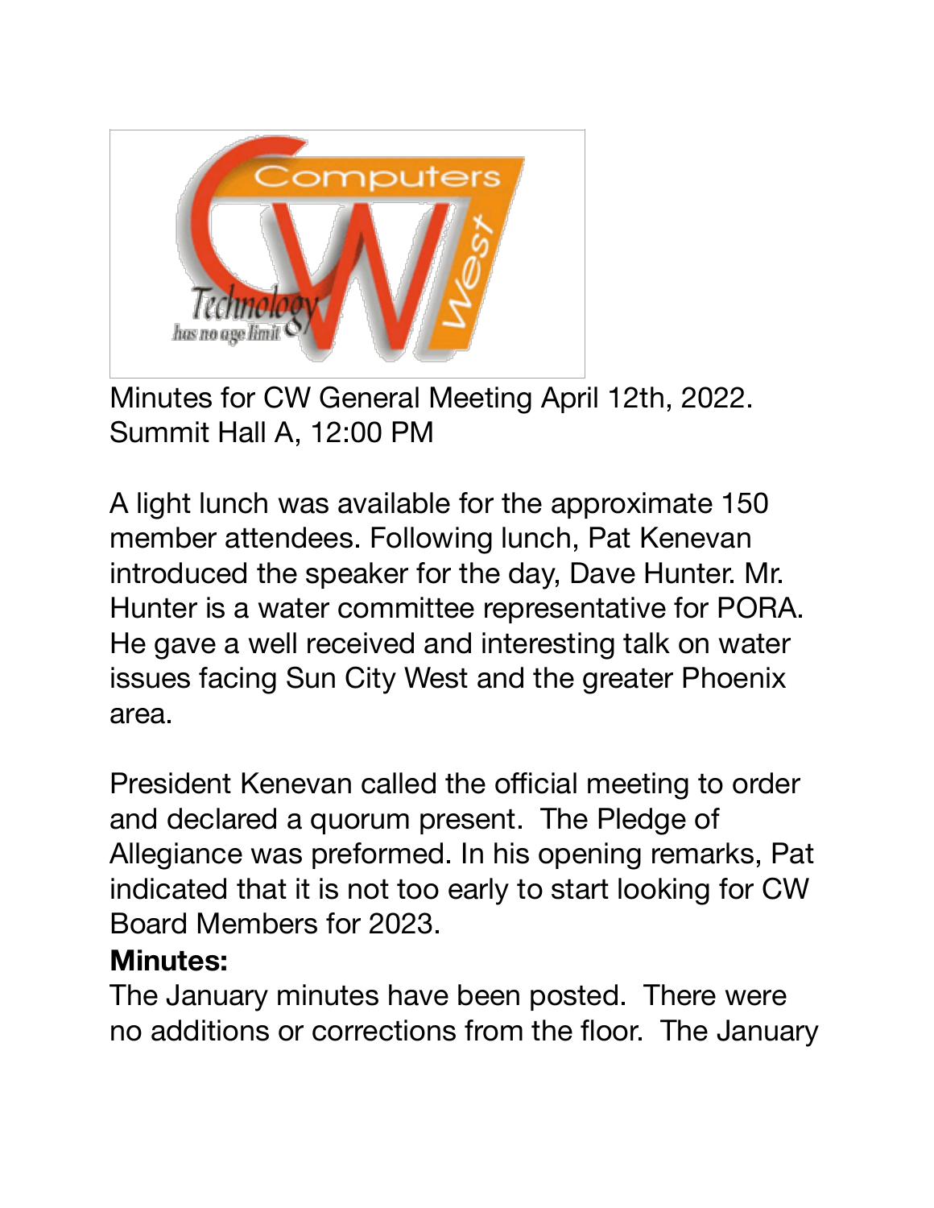Minutes for CW General Meeting April 12th, 2022.
Summit Hall A, 12:00 PM

A light lunch was available for the approximate 150 member attendees. Following lunch, Pat Kenevan introduced the speaker for the day, Dave Hunter. Mr. Hunter is a water committee representative for PORA. He gave a well received and interesting talk on water issues facing Sun City West and the greater Phoenix area.

President Kenevan called the official meeting to order and declared a quorum present. The Pledge of Allegiance was preformed. In his opening remarks, Pat indicated that it is not too early to start looking for CW Board Members for 2023.

**Minutes:**

The January minutes have been posted. There were no additions or corrections from the floor. The January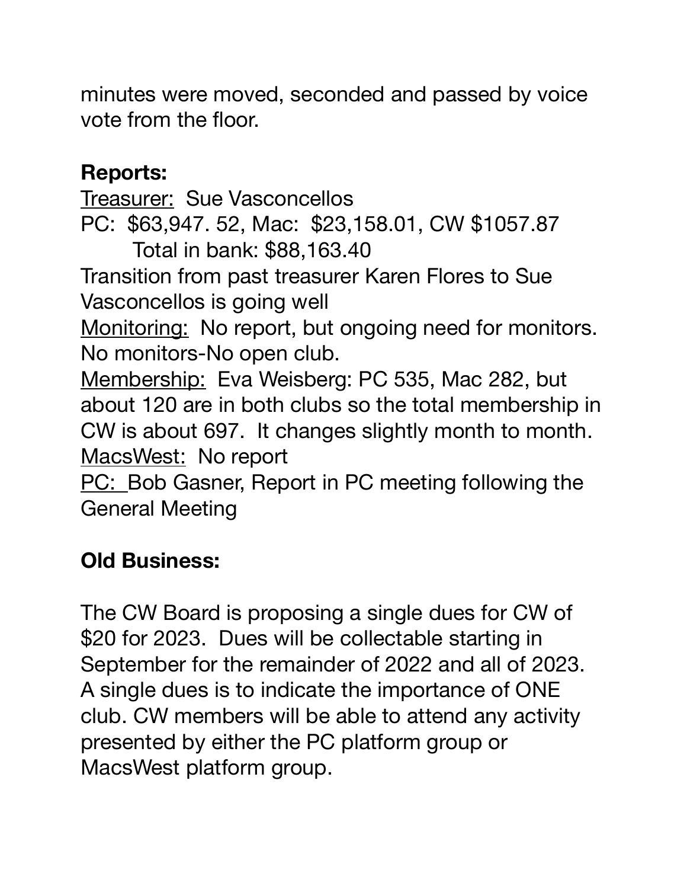minutes were moved, seconded and passed by voice vote from the floor.

**Reports:**

Treasurer: Sue Vasconcellos

PC: $63,947. 52, Mac: $23,158.01, CW $1057.87

Total in bank: $88,163.40

Transition from past treasurer Karen Flores to Sue Vasconcellos is going well

Monitoring: No report, but ongoing need for monitors. No monitors-No open club.

Membership: Eva Weisberg: PC 535, Mac 282, but about 120 are in both clubs so the total membership in CW is about 697. It changes slightly month to month.

MacsWest: No report

PC: Bob Gasner, Report in PC meeting following the General Meeting

**Old Business:**

The CW Board is proposing a single dues for CW of $20 for 2023. Dues will be collectable starting in September for the remainder of 2022 and all of 2023. A single dues is to indicate the importance of ONE club. CW members will be able to attend any activity presented by either the PC platform group or MacsWest platform group.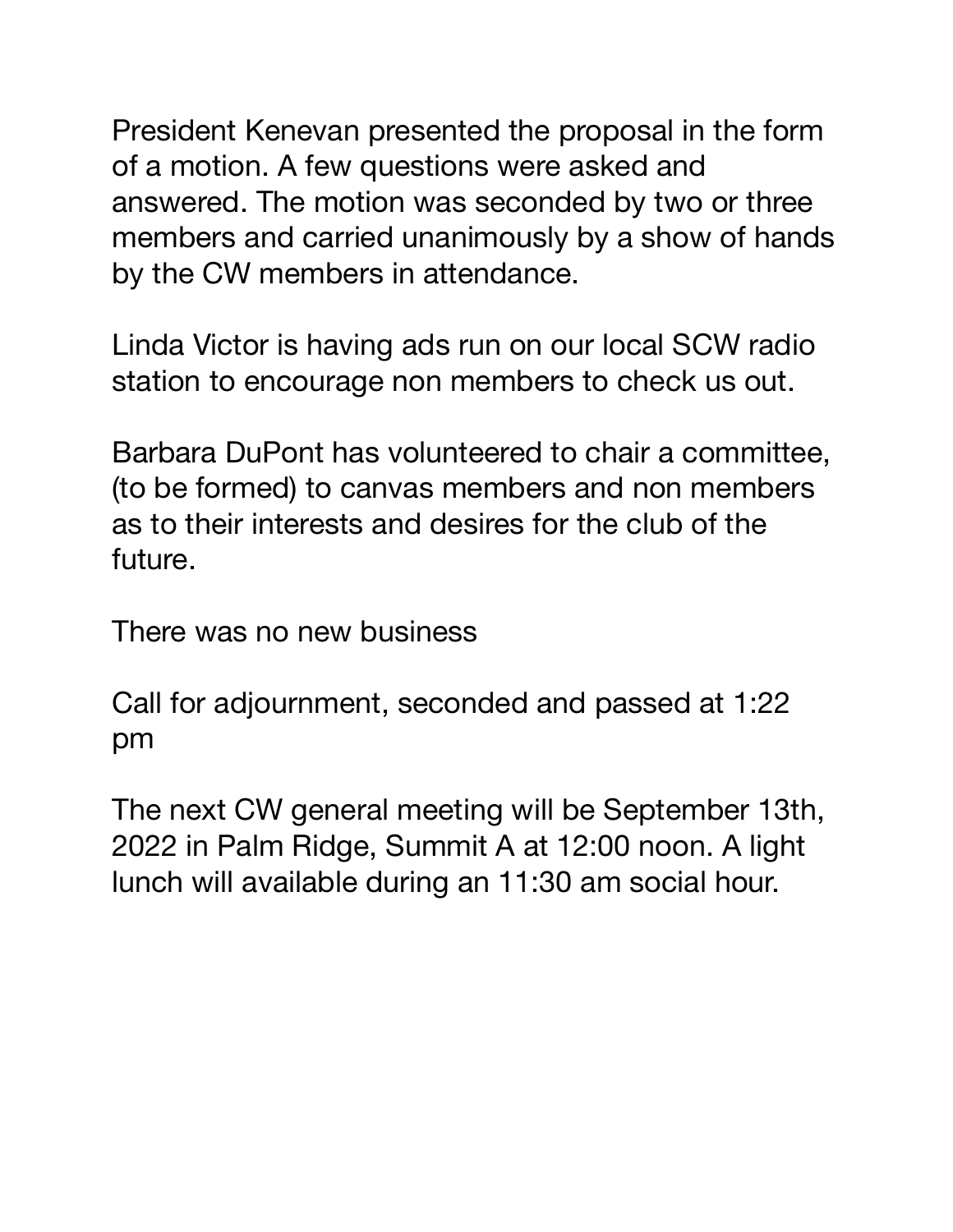President Kenevan presented the proposal in the form of a motion. A few questions were asked and answered. The motion was seconded by two or three members and carried unanimously by a show of hands by the CW members in attendance.

Linda Victor is having ads run on our local SCW radio station to encourage non members to check us out.

Barbara DuPont has volunteered to chair a committee, (to be formed) to canvas members and non members as to their interests and desires for the club of the future.

There was no new business

Call for adjournment, seconded and passed at 1:22 pm

The next CW general meeting will be September 13th, 2022 in Palm Ridge, Summit A at 12:00 noon. A light lunch will available during an 11:30 am social hour.